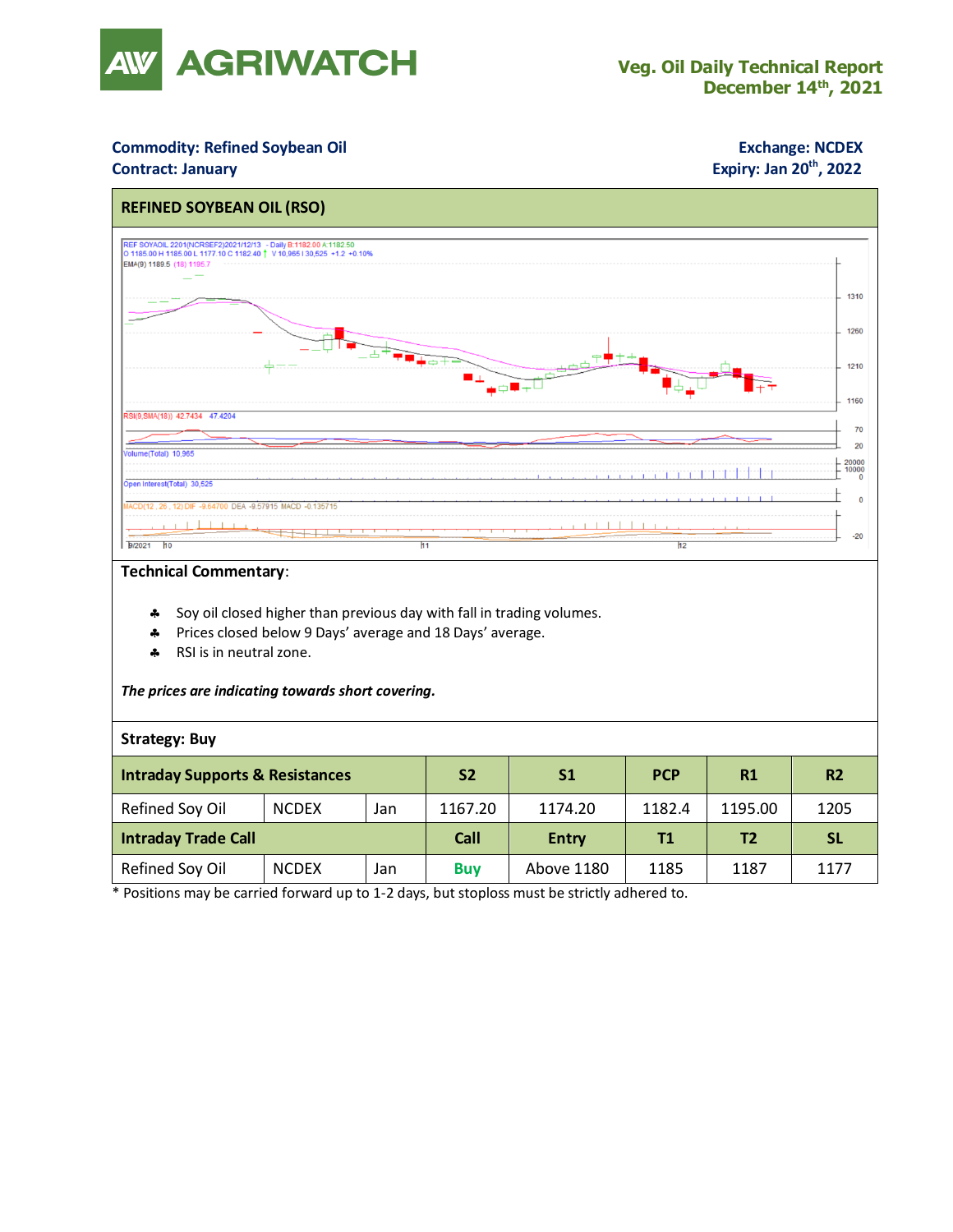# AGRIWATCH

## Veg. Oil Daily Technical Report
## December 14th, 2021

**Commodity: Refined Soybean Oil**
**Contract: January**

**Exchange: NCDEX**
**Expiry: Jan 20th, 2022**

### REFINED SOYBEAN OIL (RSO)

**Technical Commentary**:

- Soy oil closed higher than previous day with fall in trading volumes.
- Prices closed below 9 Days' average and 18 Days' average.
- RSI is in neutral zone.

***The prices are indicating towards short covering.***

**Strategy: Buy**

| **Intraday Supports & Resistances** | | | **S2** | **S1** | **PCP** | **R1** | **R2** |
|---|---|---|---|---|---|---|---|
| Refined Soy Oil | NCDEX | Jan | 1167.20 | 1174.20 | 1182.4 | 1195.00 | 1205 |
| **Intraday Trade Call** | | | **Call** | **Entry** | **T1** | **T2** | **SL** |
| Refined Soy Oil | NCDEX | Jan | **Buy** | Above 1180 | 1185 | 1187 | 1177 |

* Positions may be carried forward up to 1-2 days, but stoploss must be strictly adhered to.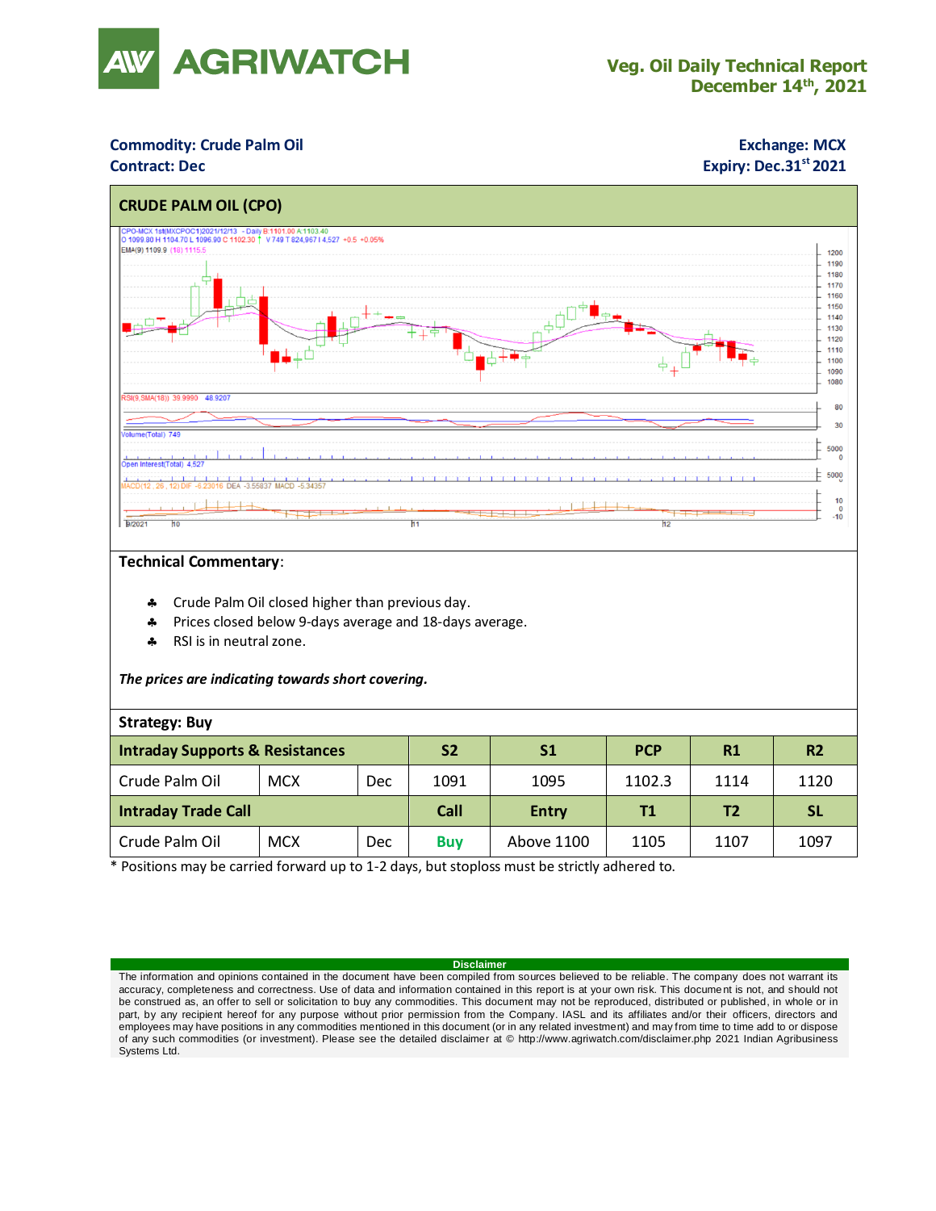# AGRIWATCH

## Veg. Oil Daily Technical Report
## December 14th, 2021

**Commodity: Crude Palm Oil** | **Exchange: MCX**

**Contract: Dec** | **Expiry: Dec.31st 2021**

### CRUDE PALM OIL (CPO)

CPO-MCX 1st(MXCPOC1)2021/12/13 - Daily B:1101.00 A:1103.40
O 1099.80 H 1104.70 L 1096.90 C 1102.30 ↑ V 749 T 824,967 I 4,527 +0.5 +0.05%
EMA(9) 1109.9 (18) 1115.5
1200 1190 1180 1170 1160 1150 1140 1130 1120 1110 1100 1090 1080
RSI(9,SMA(18)) 39.9990 48.9207
80 30
Volume(Total) 749
5000 0
Open Interest(Total) 4,527
5000
MACD(12, 26, 12) DIF -6.23016 DEA -3.55837 MACD -5.34357
10 0 -10
9/2021 10 11 12

**Technical Commentary**:

- Crude Palm Oil closed higher than previous day.
- Prices closed below 9-days average and 18-days average.
- RSI is in neutral zone.

***The prices are indicating towards short covering.***

| **Strategy: Buy** | | | | | | | | |
|---|---|---|---|---|---|---|---|---|
| **Intraday Supports & Resistances** | | | **S2** | **S1** | **PCP** | **R1** | **R2** |
| Crude Palm Oil | MCX | Dec | 1091 | 1095 | 1102.3 | 1114 | 1120 |
| **Intraday Trade Call** | | | **Call** | **Entry** | **T1** | **T2** | **SL** |
| Crude Palm Oil | MCX | Dec | Buy | Above 1100 | 1105 | 1107 | 1097 |

* Positions may be carried forward up to 1-2 days, but stoploss must be strictly adhered to.

**Disclaimer**

The information and opinions contained in the document have been compiled from sources believed to be reliable. The company does not warrant its accuracy, completeness and correctness. Use of data and information contained in this report is at your own risk. This document is not, and should not be construed as, an offer to sell or solicitation to buy any commodities. This document may not be reproduced, distributed or published, in whole or in part, by any recipient hereof for any purpose without prior permission from the Company. IASL and its affiliates and/or their officers, directors and employees may have positions in any commodities mentioned in this document (or in any related investment) and may from time to time add to or dispose of any such commodities (or investment). Please see the detailed disclaimer at © http://www.agriwatch.com/disclaimer.php 2021 Indian Agribusiness Systems Ltd.